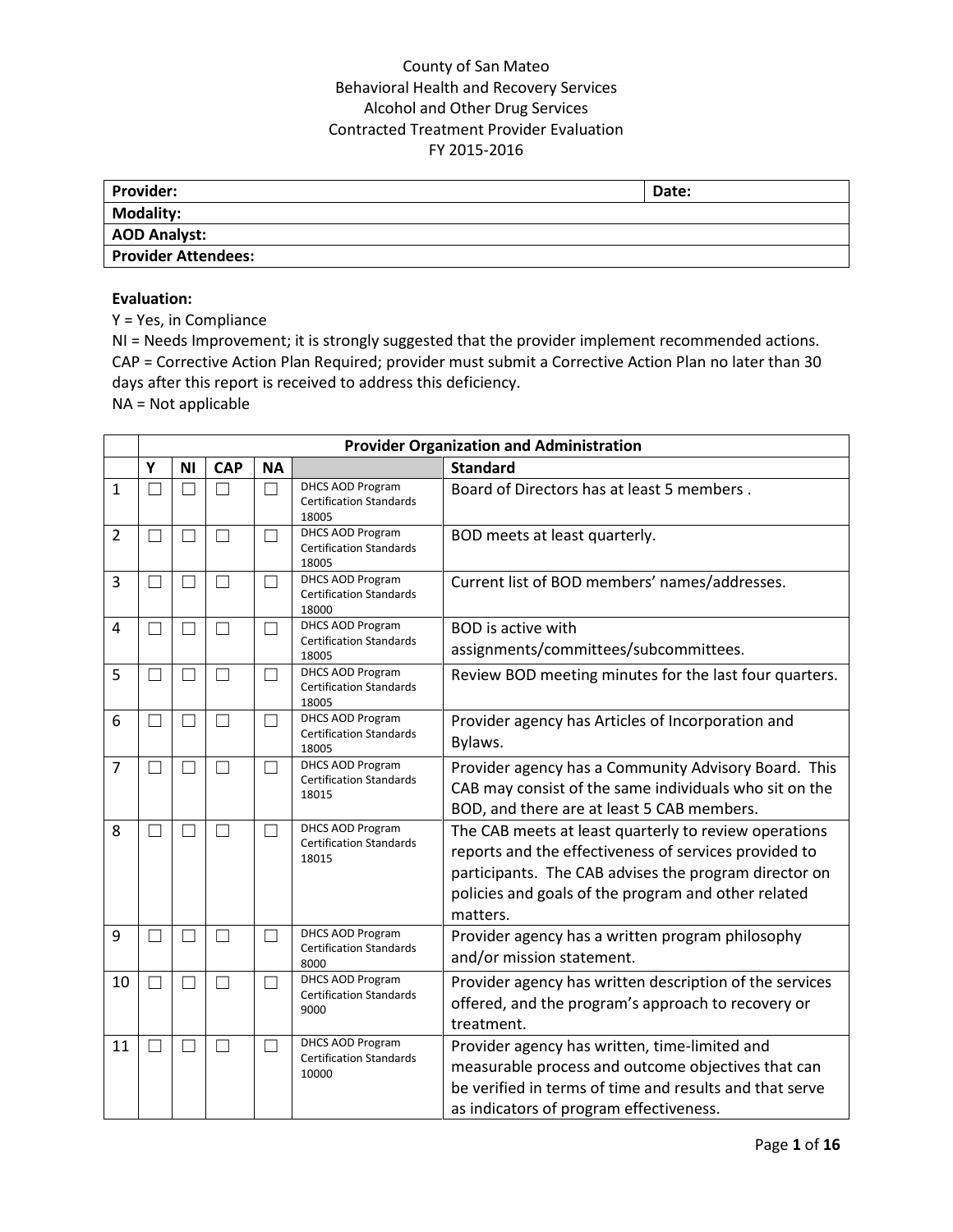County of San Mateo
Behavioral Health and Recovery Services
Alcohol and Other Drug Services
Contracted Treatment Provider Evaluation
FY 2015-2016

| Provider: | Date: |
|---|---|
| Modality: | |
| AOD Analyst: | |
| Provider Attendees: | |

**Evaluation:**

Y = Yes, in Compliance

NI = Needs Improvement; it is strongly suggested that the provider implement recommended actions.

CAP = Corrective Action Plan Required; provider must submit a Corrective Action Plan no later than 30 days after this report is received to address this deficiency.

NA = Not applicable

| | **Provider Organization and Administration** | | | | | |
|---|---|---|---|---|---|---|
| | **Y** | **NI** | **CAP** | **NA** | | **Standard** |
| 1 | ☐ | ☐ | ☐ | ☐ | DHCS AOD Program Certification Standards 18005 | Board of Directors has at least 5 members . |
| 2 | ☐ | ☐ | ☐ | ☐ | DHCS AOD Program Certification Standards 18005 | BOD meets at least quarterly. |
| 3 | ☐ | ☐ | ☐ | ☐ | DHCS AOD Program Certification Standards 18000 | Current list of BOD members' names/addresses. |
| 4 | ☐ | ☐ | ☐ | ☐ | DHCS AOD Program Certification Standards 18005 | BOD is active with assignments/committees/subcommittees. |
| 5 | ☐ | ☐ | ☐ | ☐ | DHCS AOD Program Certification Standards 18005 | Review BOD meeting minutes for the last four quarters. |
| 6 | ☐ | ☐ | ☐ | ☐ | DHCS AOD Program Certification Standards 18005 | Provider agency has Articles of Incorporation and Bylaws. |
| 7 | ☐ | ☐ | ☐ | ☐ | DHCS AOD Program Certification Standards 18015 | Provider agency has a Community Advisory Board. This CAB may consist of the same individuals who sit on the BOD, and there are at least 5 CAB members. |
| 8 | ☐ | ☐ | ☐ | ☐ | DHCS AOD Program Certification Standards 18015 | The CAB meets at least quarterly to review operations reports and the effectiveness of services provided to participants. The CAB advises the program director on policies and goals of the program and other related matters. |
| 9 | ☐ | ☐ | ☐ | ☐ | DHCS AOD Program Certification Standards 8000 | Provider agency has a written program philosophy and/or mission statement. |
| 10 | ☐ | ☐ | ☐ | ☐ | DHCS AOD Program Certification Standards 9000 | Provider agency has written description of the services offered, and the program's approach to recovery or treatment. |
| 11 | ☐ | ☐ | ☐ | ☐ | DHCS AOD Program Certification Standards 10000 | Provider agency has written, time-limited and measurable process and outcome objectives that can be verified in terms of time and results and that serve as indicators of program effectiveness. |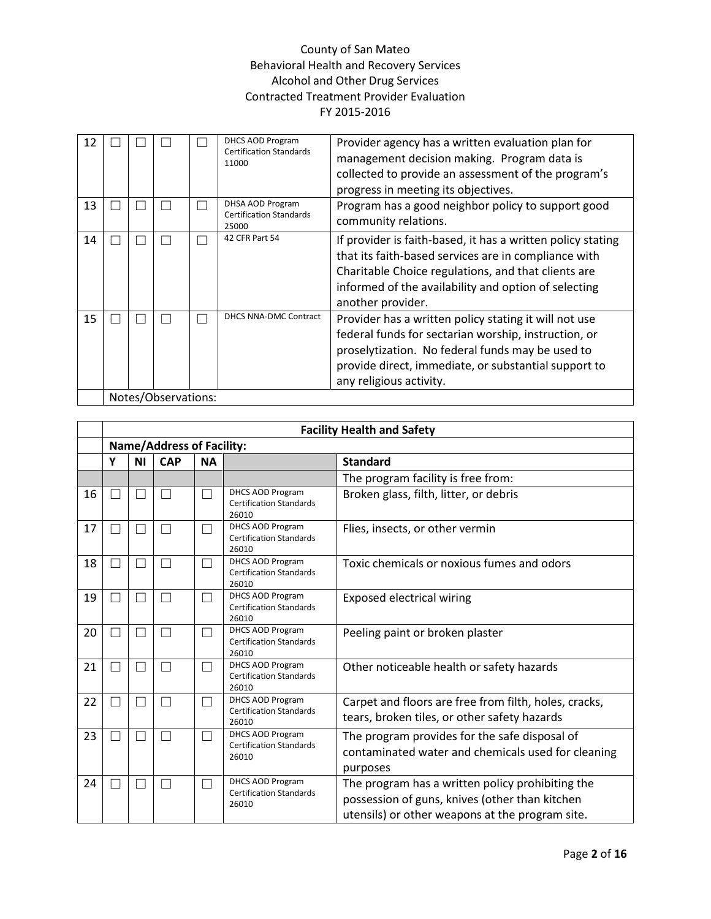County of San Mateo
Behavioral Health and Recovery Services
Alcohol and Other Drug Services
Contracted Treatment Provider Evaluation
FY 2015-2016

| | | | | | | |
|---|---|---|---|---|---|---|
| 12 | ☐ | ☐ | ☐ | ☐ | DHCS AOD Program Certification Standards 11000 | Provider agency has a written evaluation plan for management decision making. Program data is collected to provide an assessment of the program's progress in meeting its objectives. |
| 13 | ☐ | ☐ | ☐ | ☐ | DHSA AOD Program Certification Standards 25000 | Program has a good neighbor policy to support good community relations. |
| 14 | ☐ | ☐ | ☐ | ☐ | 42 CFR Part 54 | If provider is faith-based, it has a written policy stating that its faith-based services are in compliance with Charitable Choice regulations, and that clients are informed of the availability and option of selecting another provider. |
| 15 | ☐ | ☐ | ☐ | ☐ | DHCS NNA-DMC Contract | Provider has a written policy stating it will not use federal funds for sectarian worship, instruction, or proselytization. No federal funds may be used to provide direct, immediate, or substantial support to any religious activity. |
| | Notes/Observations: | | | | | |

| | Facility Health and Safety | | | | | |
|---|---|---|---|---|---|---|
| | **Name/Address of Facility:** | | | | | |
| | **Y** | **NI** | **CAP** | **NA** | | **Standard** |
| | | | | | | The program facility is free from: |
| 16 | ☐ | ☐ | ☐ | ☐ | DHCS AOD Program Certification Standards 26010 | Broken glass, filth, litter, or debris |
| 17 | ☐ | ☐ | ☐ | ☐ | DHCS AOD Program Certification Standards 26010 | Flies, insects, or other vermin |
| 18 | ☐ | ☐ | ☐ | ☐ | DHCS AOD Program Certification Standards 26010 | Toxic chemicals or noxious fumes and odors |
| 19 | ☐ | ☐ | ☐ | ☐ | DHCS AOD Program Certification Standards 26010 | Exposed electrical wiring |
| 20 | ☐ | ☐ | ☐ | ☐ | DHCS AOD Program Certification Standards 26010 | Peeling paint or broken plaster |
| 21 | ☐ | ☐ | ☐ | ☐ | DHCS AOD Program Certification Standards 26010 | Other noticeable health or safety hazards |
| 22 | ☐ | ☐ | ☐ | ☐ | DHCS AOD Program Certification Standards 26010 | Carpet and floors are free from filth, holes, cracks, tears, broken tiles, or other safety hazards |
| 23 | ☐ | ☐ | ☐ | ☐ | DHCS AOD Program Certification Standards 26010 | The program provides for the safe disposal of contaminated water and chemicals used for cleaning purposes |
| 24 | ☐ | ☐ | ☐ | ☐ | DHCS AOD Program Certification Standards 26010 | The program has a written policy prohibiting the possession of guns, knives (other than kitchen utensils) or other weapons at the program site. |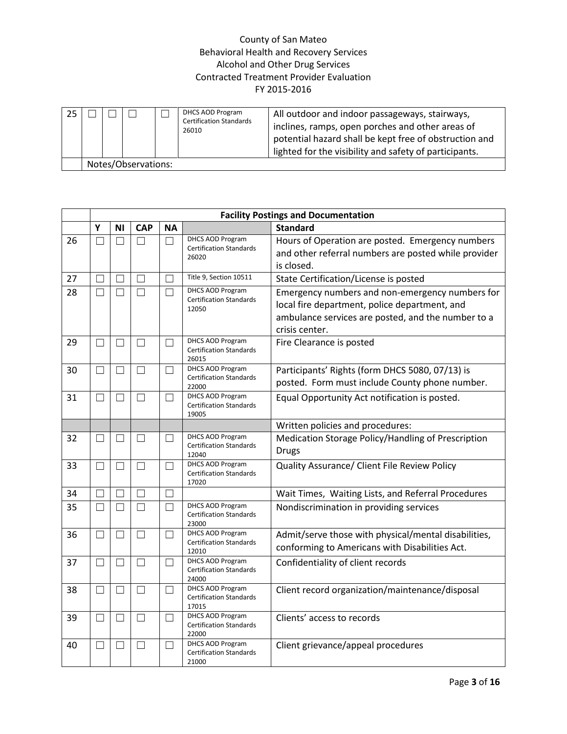County of San Mateo
Behavioral Health and Recovery Services
Alcohol and Other Drug Services
Contracted Treatment Provider Evaluation
FY 2015-2016

| | | | | | | |
|---|---|---|---|---|---|---|
| 25 | ☐ | ☐ | ☐ | ☐ | DHCS AOD Program Certification Standards 26010 | All outdoor and indoor passageways, stairways, inclines, ramps, open porches and other areas of potential hazard shall be kept free of obstruction and lighted for the visibility and safety of participants. |
| | Notes/Observations: | | | | | |

| | **Facility Postings and Documentation** | | | | | |
|---|---|---|---|---|---|---|
| | **Y** | **NI** | **CAP** | **NA** | | **Standard** |
| 26 | ☐ | ☐ | ☐ | ☐ | DHCS AOD Program Certification Standards 26020 | Hours of Operation are posted. Emergency numbers and other referral numbers are posted while provider is closed. |
| 27 | ☐ | ☐ | ☐ | ☐ | Title 9, Section 10511 | State Certification/License is posted |
| 28 | ☐ | ☐ | ☐ | ☐ | DHCS AOD Program Certification Standards 12050 | Emergency numbers and non-emergency numbers for local fire department, police department, and ambulance services are posted, and the number to a crisis center. |
| 29 | ☐ | ☐ | ☐ | ☐ | DHCS AOD Program Certification Standards 26015 | Fire Clearance is posted |
| 30 | ☐ | ☐ | ☐ | ☐ | DHCS AOD Program Certification Standards 22000 | Participants' Rights (form DHCS 5080, 07/13) is posted. Form must include County phone number. |
| 31 | ☐ | ☐ | ☐ | ☐ | DHCS AOD Program Certification Standards 19005 | Equal Opportunity Act notification is posted. |
| | | | | | | Written policies and procedures: |
| 32 | ☐ | ☐ | ☐ | ☐ | DHCS AOD Program Certification Standards 12040 | Medication Storage Policy/Handling of Prescription Drugs |
| 33 | ☐ | ☐ | ☐ | ☐ | DHCS AOD Program Certification Standards 17020 | Quality Assurance/ Client File Review Policy |
| 34 | ☐ | ☐ | ☐ | ☐ | | Wait Times, Waiting Lists, and Referral Procedures |
| 35 | ☐ | ☐ | ☐ | ☐ | DHCS AOD Program Certification Standards 23000 | Nondiscrimination in providing services |
| 36 | ☐ | ☐ | ☐ | ☐ | DHCS AOD Program Certification Standards 12010 | Admit/serve those with physical/mental disabilities, conforming to Americans with Disabilities Act. |
| 37 | ☐ | ☐ | ☐ | ☐ | DHCS AOD Program Certification Standards 24000 | Confidentiality of client records |
| 38 | ☐ | ☐ | ☐ | ☐ | DHCS AOD Program Certification Standards 17015 | Client record organization/maintenance/disposal |
| 39 | ☐ | ☐ | ☐ | ☐ | DHCS AOD Program Certification Standards 22000 | Clients' access to records |
| 40 | ☐ | ☐ | ☐ | ☐ | DHCS AOD Program Certification Standards 21000 | Client grievance/appeal procedures |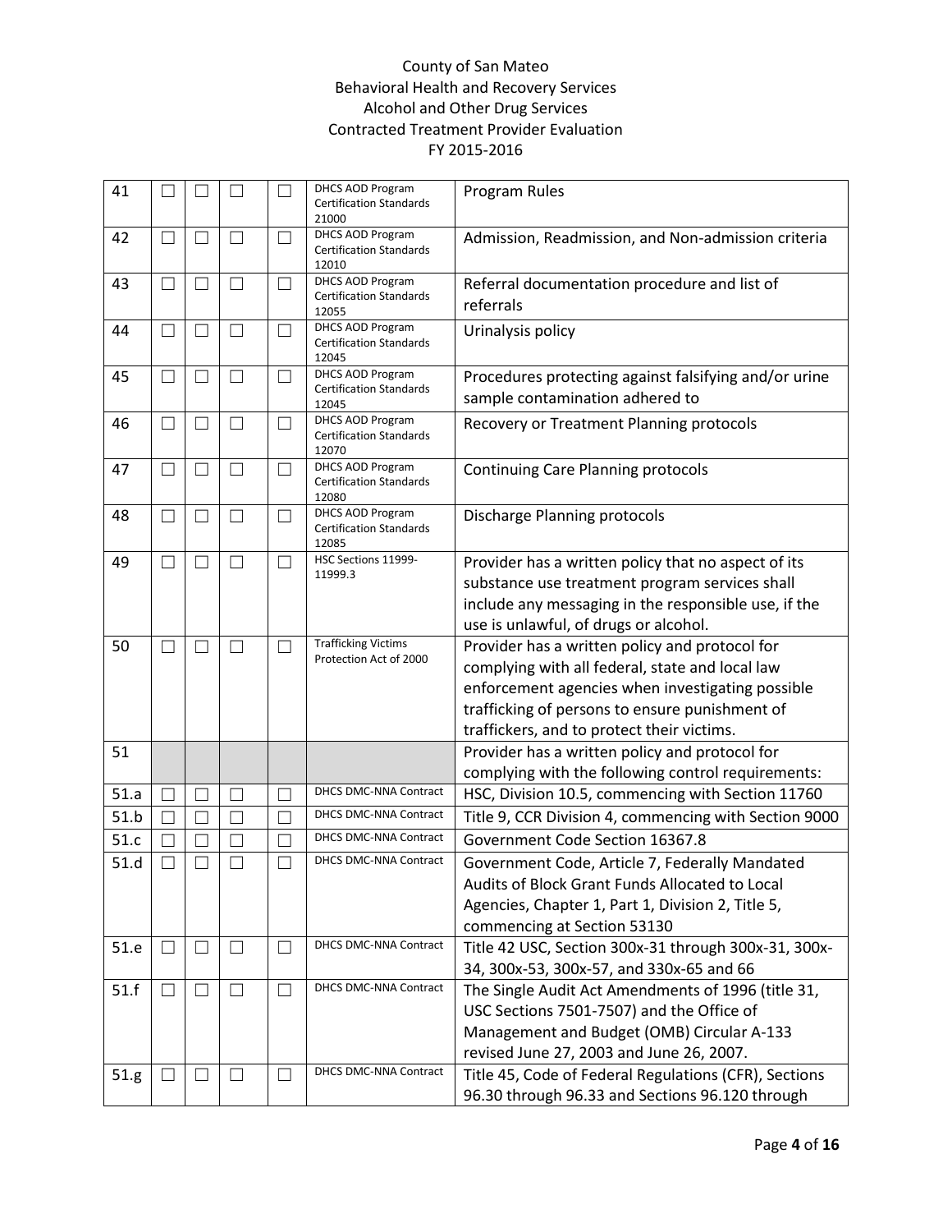County of San Mateo
Behavioral Health and Recovery Services
Alcohol and Other Drug Services
Contracted Treatment Provider Evaluation
FY 2015-2016

| | | | | | | |
|---|---|---|---|---|---|---|
| 41 | ☐ | ☐ | ☐ | ☐ | DHCS AOD Program Certification Standards 21000 | Program Rules |
| 42 | ☐ | ☐ | ☐ | ☐ | DHCS AOD Program Certification Standards 12010 | Admission, Readmission, and Non-admission criteria |
| 43 | ☐ | ☐ | ☐ | ☐ | DHCS AOD Program Certification Standards 12055 | Referral documentation procedure and list of referrals |
| 44 | ☐ | ☐ | ☐ | ☐ | DHCS AOD Program Certification Standards 12045 | Urinalysis policy |
| 45 | ☐ | ☐ | ☐ | ☐ | DHCS AOD Program Certification Standards 12045 | Procedures protecting against falsifying and/or urine sample contamination adhered to |
| 46 | ☐ | ☐ | ☐ | ☐ | DHCS AOD Program Certification Standards 12070 | Recovery or Treatment Planning protocols |
| 47 | ☐ | ☐ | ☐ | ☐ | DHCS AOD Program Certification Standards 12080 | Continuing Care Planning protocols |
| 48 | ☐ | ☐ | ☐ | ☐ | DHCS AOD Program Certification Standards 12085 | Discharge Planning protocols |
| 49 | ☐ | ☐ | ☐ | ☐ | HSC Sections 11999-11999.3 | Provider has a written policy that no aspect of its substance use treatment program services shall include any messaging in the responsible use, if the use is unlawful, of drugs or alcohol. |
| 50 | ☐ | ☐ | ☐ | ☐ | Trafficking Victims Protection Act of 2000 | Provider has a written policy and protocol for complying with all federal, state and local law enforcement agencies when investigating possible trafficking of persons to ensure punishment of traffickers, and to protect their victims. |
| 51 | | | | | | Provider has a written policy and protocol for complying with the following control requirements: |
| 51.a | ☐ | ☐ | ☐ | ☐ | DHCS DMC-NNA Contract | HSC, Division 10.5, commencing with Section 11760 |
| 51.b | ☐ | ☐ | ☐ | ☐ | DHCS DMC-NNA Contract | Title 9, CCR Division 4, commencing with Section 9000 |
| 51.c | ☐ | ☐ | ☐ | ☐ | DHCS DMC-NNA Contract | Government Code Section 16367.8 |
| 51.d | ☐ | ☐ | ☐ | ☐ | DHCS DMC-NNA Contract | Government Code, Article 7, Federally Mandated Audits of Block Grant Funds Allocated to Local Agencies, Chapter 1, Part 1, Division 2, Title 5, commencing at Section 53130 |
| 51.e | ☐ | ☐ | ☐ | ☐ | DHCS DMC-NNA Contract | Title 42 USC, Section 300x-31 through 300x-31, 300x-34, 300x-53, 300x-57, and 330x-65 and 66 |
| 51.f | ☐ | ☐ | ☐ | ☐ | DHCS DMC-NNA Contract | The Single Audit Act Amendments of 1996 (title 31, USC Sections 7501-7507) and the Office of Management and Budget (OMB) Circular A-133 revised June 27, 2003 and June 26, 2007. |
| 51.g | ☐ | ☐ | ☐ | ☐ | DHCS DMC-NNA Contract | Title 45, Code of Federal Regulations (CFR), Sections 96.30 through 96.33 and Sections 96.120 through |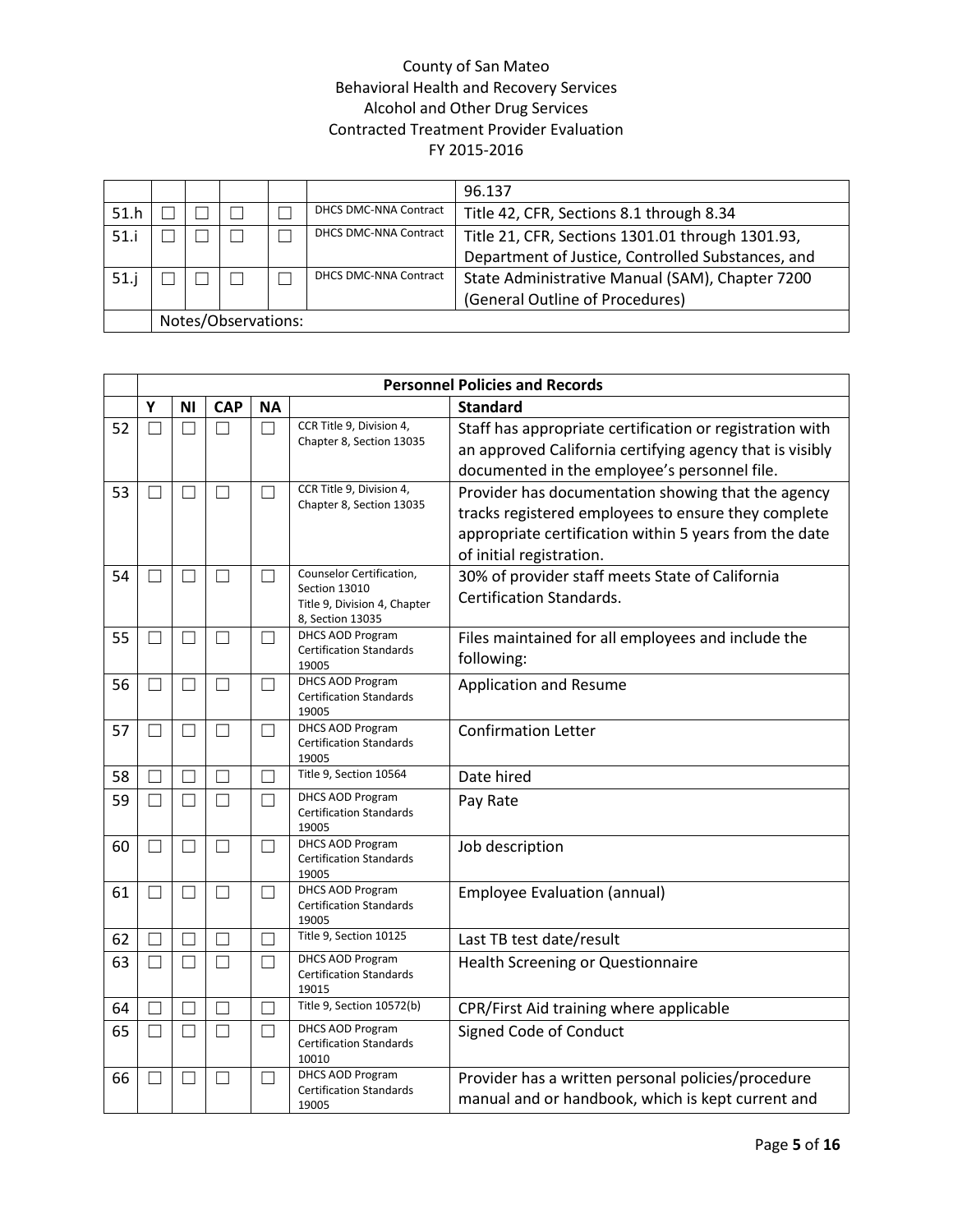County of San Mateo
Behavioral Health and Recovery Services
Alcohol and Other Drug Services
Contracted Treatment Provider Evaluation
FY 2015-2016

| | | | | | | |
|---|---|---|---|---|---|---|
| | | | | | | 96.137 |
| 51.h | ☐ | ☐ | ☐ | ☐ | DHCS DMC-NNA Contract | Title 42, CFR, Sections 8.1 through 8.34 |
| 51.i | ☐ | ☐ | ☐ | ☐ | DHCS DMC-NNA Contract | Title 21, CFR, Sections 1301.01 through 1301.93, Department of Justice, Controlled Substances, and |
| 51.j | ☐ | ☐ | ☐ | ☐ | DHCS DMC-NNA Contract | State Administrative Manual (SAM), Chapter 7200 (General Outline of Procedures) |
| | Notes/Observations: | | | | | |

| | **Personnel Policies and Records** | | | | | |
|---|---|---|---|---|---|---|
| | **Y** | **NI** | **CAP** | **NA** | | **Standard** |
| 52 | ☐ | ☐ | ☐ | ☐ | CCR Title 9, Division 4, Chapter 8, Section 13035 | Staff has appropriate certification or registration with an approved California certifying agency that is visibly documented in the employee's personnel file. |
| 53 | ☐ | ☐ | ☐ | ☐ | CCR Title 9, Division 4, Chapter 8, Section 13035 | Provider has documentation showing that the agency tracks registered employees to ensure they complete appropriate certification within 5 years from the date of initial registration. |
| 54 | ☐ | ☐ | ☐ | ☐ | Counselor Certification, Section 13010 Title 9, Division 4, Chapter 8, Section 13035 | 30% of provider staff meets State of California Certification Standards. |
| 55 | ☐ | ☐ | ☐ | ☐ | DHCS AOD Program Certification Standards 19005 | Files maintained for all employees and include the following: |
| 56 | ☐ | ☐ | ☐ | ☐ | DHCS AOD Program Certification Standards 19005 | Application and Resume |
| 57 | ☐ | ☐ | ☐ | ☐ | DHCS AOD Program Certification Standards 19005 | Confirmation Letter |
| 58 | ☐ | ☐ | ☐ | ☐ | Title 9, Section 10564 | Date hired |
| 59 | ☐ | ☐ | ☐ | ☐ | DHCS AOD Program Certification Standards 19005 | Pay Rate |
| 60 | ☐ | ☐ | ☐ | ☐ | DHCS AOD Program Certification Standards 19005 | Job description |
| 61 | ☐ | ☐ | ☐ | ☐ | DHCS AOD Program Certification Standards 19005 | Employee Evaluation (annual) |
| 62 | ☐ | ☐ | ☐ | ☐ | Title 9, Section 10125 | Last TB test date/result |
| 63 | ☐ | ☐ | ☐ | ☐ | DHCS AOD Program Certification Standards 19015 | Health Screening or Questionnaire |
| 64 | ☐ | ☐ | ☐ | ☐ | Title 9, Section 10572(b) | CPR/First Aid training where applicable |
| 65 | ☐ | ☐ | ☐ | ☐ | DHCS AOD Program Certification Standards 10010 | Signed Code of Conduct |
| 66 | ☐ | ☐ | ☐ | ☐ | DHCS AOD Program Certification Standards 19005 | Provider has a written personal policies/procedure manual and or handbook, which is kept current and |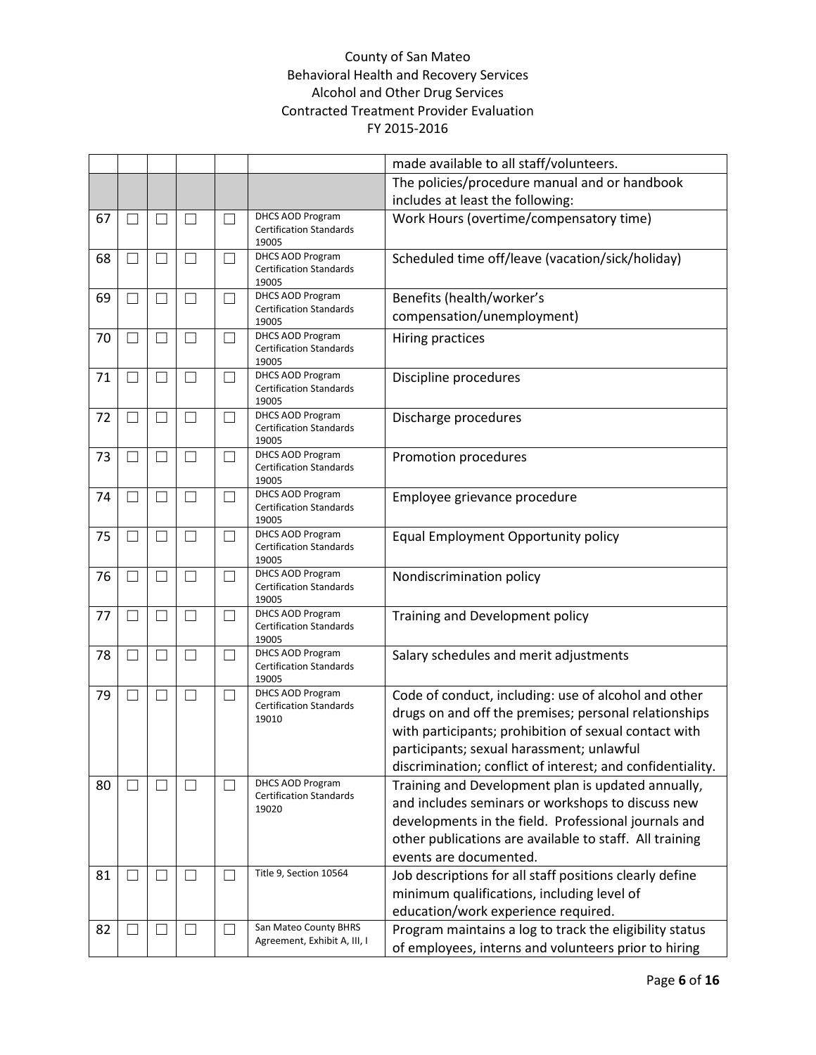County of San Mateo
Behavioral Health and Recovery Services
Alcohol and Other Drug Services
Contracted Treatment Provider Evaluation
FY 2015-2016

| | | | | | | |
|---|---|---|---|---|---|---|
| | | | | | | made available to all staff/volunteers. |
| | | | | | | The policies/procedure manual and or handbook includes at least the following: |
| 67 | ☐ | ☐ | ☐ | ☐ | DHCS AOD Program Certification Standards 19005 | Work Hours (overtime/compensatory time) |
| 68 | ☐ | ☐ | ☐ | ☐ | DHCS AOD Program Certification Standards 19005 | Scheduled time off/leave (vacation/sick/holiday) |
| 69 | ☐ | ☐ | ☐ | ☐ | DHCS AOD Program Certification Standards 19005 | Benefits (health/worker's compensation/unemployment) |
| 70 | ☐ | ☐ | ☐ | ☐ | DHCS AOD Program Certification Standards 19005 | Hiring practices |
| 71 | ☐ | ☐ | ☐ | ☐ | DHCS AOD Program Certification Standards 19005 | Discipline procedures |
| 72 | ☐ | ☐ | ☐ | ☐ | DHCS AOD Program Certification Standards 19005 | Discharge procedures |
| 73 | ☐ | ☐ | ☐ | ☐ | DHCS AOD Program Certification Standards 19005 | Promotion procedures |
| 74 | ☐ | ☐ | ☐ | ☐ | DHCS AOD Program Certification Standards 19005 | Employee grievance procedure |
| 75 | ☐ | ☐ | ☐ | ☐ | DHCS AOD Program Certification Standards 19005 | Equal Employment Opportunity policy |
| 76 | ☐ | ☐ | ☐ | ☐ | DHCS AOD Program Certification Standards 19005 | Nondiscrimination policy |
| 77 | ☐ | ☐ | ☐ | ☐ | DHCS AOD Program Certification Standards 19005 | Training and Development policy |
| 78 | ☐ | ☐ | ☐ | ☐ | DHCS AOD Program Certification Standards 19005 | Salary schedules and merit adjustments |
| 79 | ☐ | ☐ | ☐ | ☐ | DHCS AOD Program Certification Standards 19010 | Code of conduct, including: use of alcohol and other drugs on and off the premises; personal relationships with participants; prohibition of sexual contact with participants; sexual harassment; unlawful discrimination; conflict of interest; and confidentiality. |
| 80 | ☐ | ☐ | ☐ | ☐ | DHCS AOD Program Certification Standards 19020 | Training and Development plan is updated annually, and includes seminars or workshops to discuss new developments in the field. Professional journals and other publications are available to staff. All training events are documented. |
| 81 | ☐ | ☐ | ☐ | ☐ | Title 9, Section 10564 | Job descriptions for all staff positions clearly define minimum qualifications, including level of education/work experience required. |
| 82 | ☐ | ☐ | ☐ | ☐ | San Mateo County BHRS Agreement, Exhibit A, III, I | Program maintains a log to track the eligibility status of employees, interns and volunteers prior to hiring |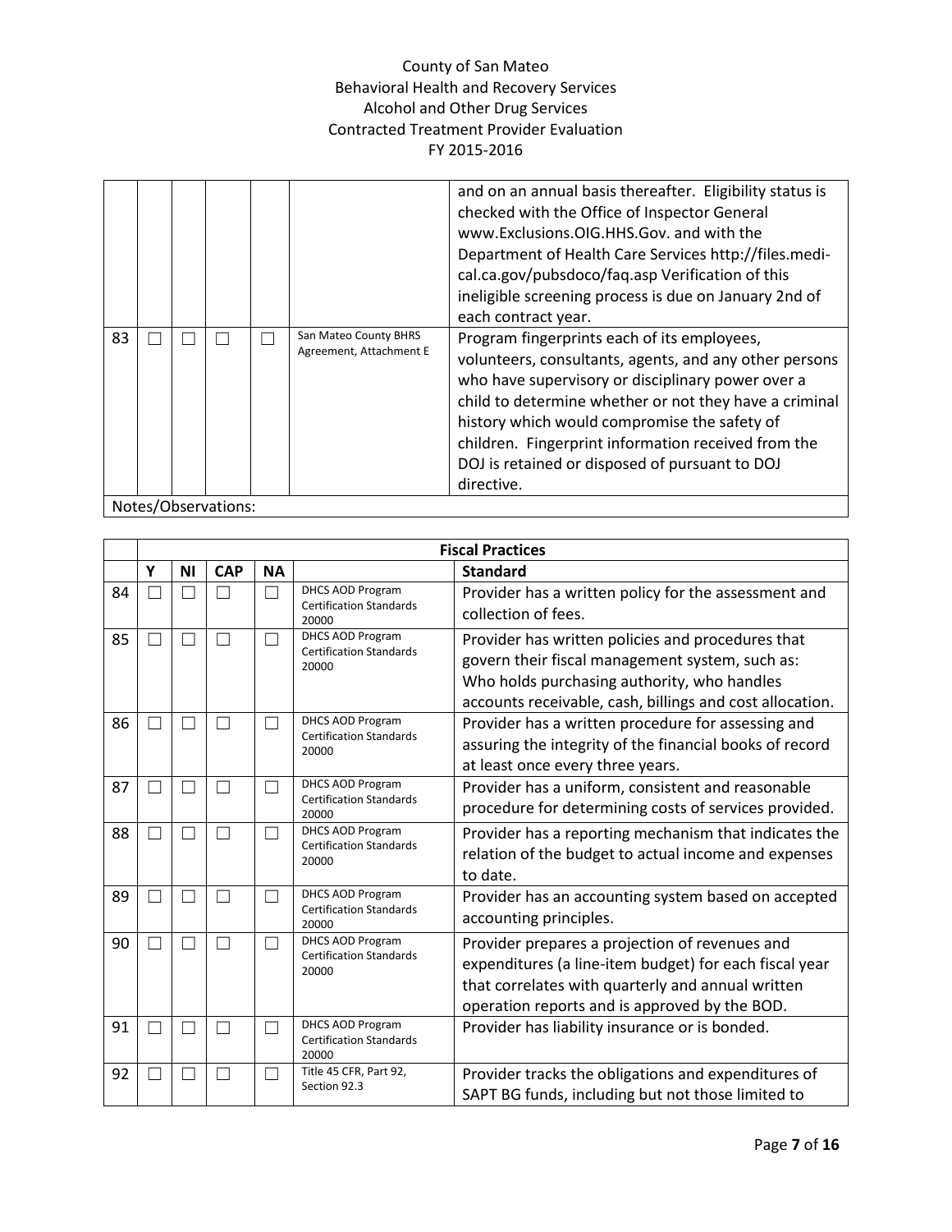|  |  |  |  |  |  | and on an annual basis thereafter. Eligibility status is checked with the Office of Inspector General www.Exclusions.OIG.HHS.Gov. and with the Department of Health Care Services http://files.medi-cal.ca.gov/pubsdoco/faq.asp Verification of this ineligible screening process is due on January 2nd of each contract year. |
|---|---|---|---|---|---|---|
| 83 | ☐ | ☐ | ☐ | ☐ | San Mateo County BHRS Agreement, Attachment E | Program fingerprints each of its employees, volunteers, consultants, agents, and any other persons who have supervisory or disciplinary power over a child to determine whether or not they have a criminal history which would compromise the safety of children. Fingerprint information received from the DOJ is retained or disposed of pursuant to DOJ directive. |
| Notes/Observations: |  |  |  |  |  |  |

|  | **Fiscal Practices** |  |  |  |  |  |
|---|---|---|---|---|---|---|
|  | **Y** | **NI** | **CAP** | **NA** |  | **Standard** |
| 84 | ☐ | ☐ | ☐ | ☐ | DHCS AOD Program Certification Standards 20000 | Provider has a written policy for the assessment and collection of fees. |
| 85 | ☐ | ☐ | ☐ | ☐ | DHCS AOD Program Certification Standards 20000 | Provider has written policies and procedures that govern their fiscal management system, such as: Who holds purchasing authority, who handles accounts receivable, cash, billings and cost allocation. |
| 86 | ☐ | ☐ | ☐ | ☐ | DHCS AOD Program Certification Standards 20000 | Provider has a written procedure for assessing and assuring the integrity of the financial books of record at least once every three years. |
| 87 | ☐ | ☐ | ☐ | ☐ | DHCS AOD Program Certification Standards 20000 | Provider has a uniform, consistent and reasonable procedure for determining costs of services provided. |
| 88 | ☐ | ☐ | ☐ | ☐ | DHCS AOD Program Certification Standards 20000 | Provider has a reporting mechanism that indicates the relation of the budget to actual income and expenses to date. |
| 89 | ☐ | ☐ | ☐ | ☐ | DHCS AOD Program Certification Standards 20000 | Provider has an accounting system based on accepted accounting principles. |
| 90 | ☐ | ☐ | ☐ | ☐ | DHCS AOD Program Certification Standards 20000 | Provider prepares a projection of revenues and expenditures (a line-item budget) for each fiscal year that correlates with quarterly and annual written operation reports and is approved by the BOD. |
| 91 | ☐ | ☐ | ☐ | ☐ | DHCS AOD Program Certification Standards 20000 | Provider has liability insurance or is bonded. |
| 92 | ☐ | ☐ | ☐ | ☐ | Title 45 CFR, Part 92, Section 92.3 | Provider tracks the obligations and expenditures of SAPT BG funds, including but not those limited to |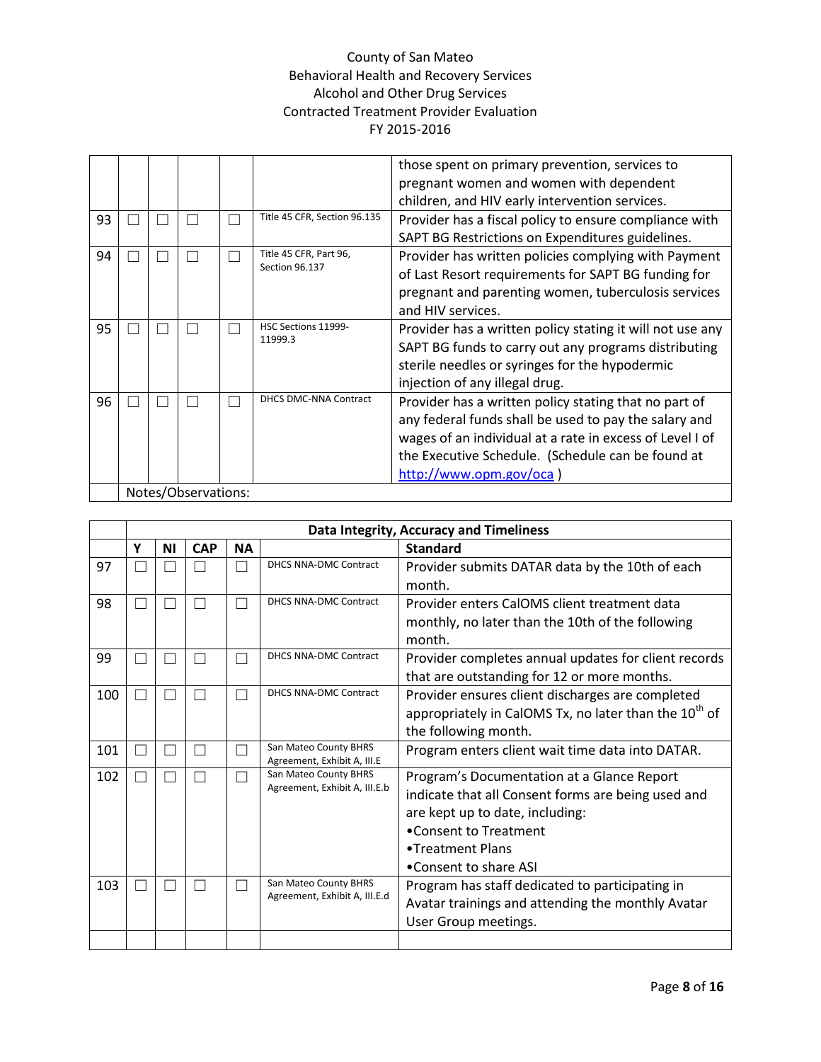County of San Mateo
Behavioral Health and Recovery Services
Alcohol and Other Drug Services
Contracted Treatment Provider Evaluation
FY 2015-2016

| | | | | | | |
|---|---|---|---|---|---|---|
| | | | | | | those spent on primary prevention, services to pregnant women and women with dependent children, and HIV early intervention services. |
| 93 | ☐ | ☐ | ☐ | ☐ | Title 45 CFR, Section 96.135 | Provider has a fiscal policy to ensure compliance with SAPT BG Restrictions on Expenditures guidelines. |
| 94 | ☐ | ☐ | ☐ | ☐ | Title 45 CFR, Part 96, Section 96.137 | Provider has written policies complying with Payment of Last Resort requirements for SAPT BG funding for pregnant and parenting women, tuberculosis services and HIV services. |
| 95 | ☐ | ☐ | ☐ | ☐ | HSC Sections 11999-11999.3 | Provider has a written policy stating it will not use any SAPT BG funds to carry out any programs distributing sterile needles or syringes for the hypodermic injection of any illegal drug. |
| 96 | ☐ | ☐ | ☐ | ☐ | DHCS DMC-NNA Contract | Provider has a written policy stating that no part of any federal funds shall be used to pay the salary and wages of an individual at a rate in excess of Level I of the Executive Schedule. (Schedule can be found at http://www.opm.gov/oca ) |
| | Notes/Observations: | | | | | |

| | Data Integrity, Accuracy and Timeliness | | | | | |
|---|---|---|---|---|---|---|
| | **Y** | **NI** | **CAP** | **NA** | | **Standard** |
| 97 | ☐ | ☐ | ☐ | ☐ | DHCS NNA-DMC Contract | Provider submits DATAR data by the 10th of each month. |
| 98 | ☐ | ☐ | ☐ | ☐ | DHCS NNA-DMC Contract | Provider enters CalOMS client treatment data monthly, no later than the 10th of the following month. |
| 99 | ☐ | ☐ | ☐ | ☐ | DHCS NNA-DMC Contract | Provider completes annual updates for client records that are outstanding for 12 or more months. |
| 100 | ☐ | ☐ | ☐ | ☐ | DHCS NNA-DMC Contract | Provider ensures client discharges are completed appropriately in CalOMS Tx, no later than the 10th of the following month. |
| 101 | ☐ | ☐ | ☐ | ☐ | San Mateo County BHRS Agreement, Exhibit A, III.E | Program enters client wait time data into DATAR. |
| 102 | ☐ | ☐ | ☐ | ☐ | San Mateo County BHRS Agreement, Exhibit A, III.E.b | Program's Documentation at a Glance Report indicate that all Consent forms are being used and are kept up to date, including:<br>•Consent to Treatment<br>•Treatment Plans<br>•Consent to share ASI |
| 103 | ☐ | ☐ | ☐ | ☐ | San Mateo County BHRS Agreement, Exhibit A, III.E.d | Program has staff dedicated to participating in Avatar trainings and attending the monthly Avatar User Group meetings. |
| | | | | | | |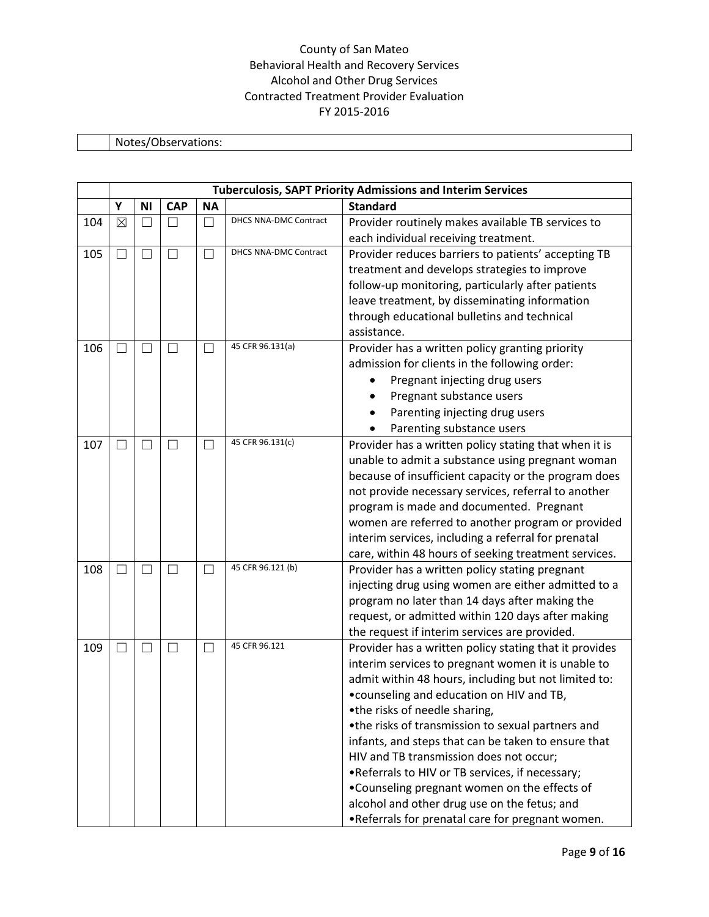County of San Mateo
Behavioral Health and Recovery Services
Alcohol and Other Drug Services
Contracted Treatment Provider Evaluation
FY 2015-2016

| | Notes/Observations: |
|---|---|

| | Tuberculosis, SAPT Priority Admissions and Interim Services | | | | | |
|---|---|---|---|---|---|---|
| | Y | NI | CAP | NA | | Standard |
| 104 | ☒ | ☐ | ☐ | ☐ | DHCS NNA-DMC Contract | Provider routinely makes available TB services to each individual receiving treatment. |
| 105 | ☐ | ☐ | ☐ | ☐ | DHCS NNA-DMC Contract | Provider reduces barriers to patients' accepting TB treatment and develops strategies to improve follow-up monitoring, particularly after patients leave treatment, by disseminating information through educational bulletins and technical assistance. |
| 106 | ☐ | ☐ | ☐ | ☐ | 45 CFR 96.131(a) | Provider has a written policy granting priority admission for clients in the following order: • Pregnant injecting drug users • Pregnant substance users • Parenting injecting drug users • Parenting substance users |
| 107 | ☐ | ☐ | ☐ | ☐ | 45 CFR 96.131(c) | Provider has a written policy stating that when it is unable to admit a substance using pregnant woman because of insufficient capacity or the program does not provide necessary services, referral to another program is made and documented. Pregnant women are referred to another program or provided interim services, including a referral for prenatal care, within 48 hours of seeking treatment services. |
| 108 | ☐ | ☐ | ☐ | ☐ | 45 CFR 96.121 (b) | Provider has a written policy stating pregnant injecting drug using women are either admitted to a program no later than 14 days after making the request, or admitted within 120 days after making the request if interim services are provided. |
| 109 | ☐ | ☐ | ☐ | ☐ | 45 CFR 96.121 | Provider has a written policy stating that it provides interim services to pregnant women it is unable to admit within 48 hours, including but not limited to: •counseling and education on HIV and TB, •the risks of needle sharing, •the risks of transmission to sexual partners and infants, and steps that can be taken to ensure that HIV and TB transmission does not occur; •Referrals to HIV or TB services, if necessary; •Counseling pregnant women on the effects of alcohol and other drug use on the fetus; and •Referrals for prenatal care for pregnant women. |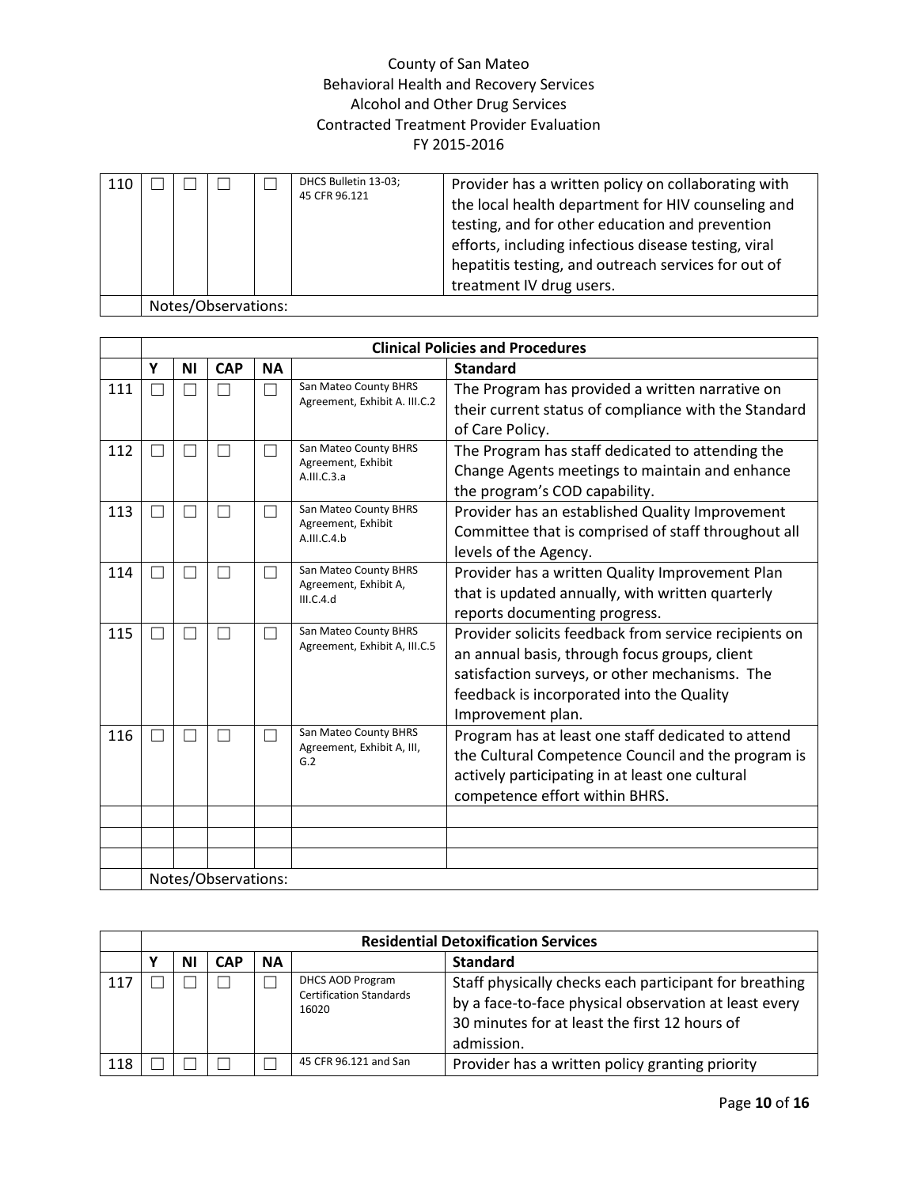County of San Mateo
Behavioral Health and Recovery Services
Alcohol and Other Drug Services
Contracted Treatment Provider Evaluation
FY 2015-2016

| | | | | | | |
|---|---|---|---|---|---|---|
| 110 | ☐ | ☐ | ☐ | ☐ | DHCS Bulletin 13-03; 45 CFR 96.121 | Provider has a written policy on collaborating with the local health department for HIV counseling and testing, and for other education and prevention efforts, including infectious disease testing, viral hepatitis testing, and outreach services for out of treatment IV drug users. |
| | Notes/Observations: | | | | | |

| | **Clinical Policies and Procedures** | | | | | |
|---|---|---|---|---|---|---|
| | **Y** | **NI** | **CAP** | **NA** | | **Standard** |
| 111 | ☐ | ☐ | ☐ | ☐ | San Mateo County BHRS Agreement, Exhibit A. III.C.2 | The Program has provided a written narrative on their current status of compliance with the Standard of Care Policy. |
| 112 | ☐ | ☐ | ☐ | ☐ | San Mateo County BHRS Agreement, Exhibit A.III.C.3.a | The Program has staff dedicated to attending the Change Agents meetings to maintain and enhance the program's COD capability. |
| 113 | ☐ | ☐ | ☐ | ☐ | San Mateo County BHRS Agreement, Exhibit A.III.C.4.b | Provider has an established Quality Improvement Committee that is comprised of staff throughout all levels of the Agency. |
| 114 | ☐ | ☐ | ☐ | ☐ | San Mateo County BHRS Agreement, Exhibit A, III.C.4.d | Provider has a written Quality Improvement Plan that is updated annually, with written quarterly reports documenting progress. |
| 115 | ☐ | ☐ | ☐ | ☐ | San Mateo County BHRS Agreement, Exhibit A, III.C.5 | Provider solicits feedback from service recipients on an annual basis, through focus groups, client satisfaction surveys, or other mechanisms. The feedback is incorporated into the Quality Improvement plan. |
| 116 | ☐ | ☐ | ☐ | ☐ | San Mateo County BHRS Agreement, Exhibit A, III, G.2 | Program has at least one staff dedicated to attend the Cultural Competence Council and the program is actively participating in at least one cultural competence effort within BHRS. |
| | | | | | | |
| | | | | | | |
| | | | | | | |
| | Notes/Observations: | | | | | |

| | **Residential Detoxification Services** | | | | | |
|---|---|---|---|---|---|---|
| | **Y** | **NI** | **CAP** | **NA** | | **Standard** |
| 117 | ☐ | ☐ | ☐ | ☐ | DHCS AOD Program Certification Standards 16020 | Staff physically checks each participant for breathing by a face-to-face physical observation at least every 30 minutes for at least the first 12 hours of admission. |
| 118 | ☐ | ☐ | ☐ | ☐ | 45 CFR 96.121 and San | Provider has a written policy granting priority |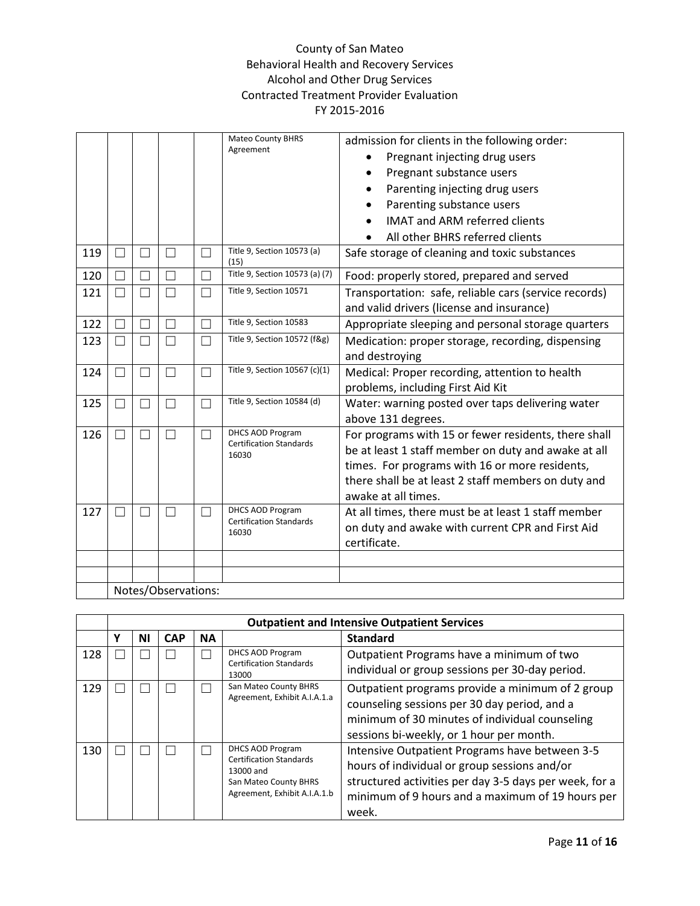|  |  |  |  |  |  |  |
|---|---|---|---|---|---|---|
|  | ☐ | ☐ | ☐ | ☐ | Mateo County BHRS Agreement | admission for clients in the following order: • Pregnant injecting drug users • Pregnant substance users • Parenting injecting drug users • Parenting substance users • IMAT and ARM referred clients • All other BHRS referred clients |
| 119 | ☐ | ☐ | ☐ | ☐ | Title 9, Section 10573 (a) (15) | Safe storage of cleaning and toxic substances |
| 120 | ☐ | ☐ | ☐ | ☐ | Title 9, Section 10573 (a) (7) | Food: properly stored, prepared and served |
| 121 | ☐ | ☐ | ☐ | ☐ | Title 9, Section 10571 | Transportation: safe, reliable cars (service records) and valid drivers (license and insurance) |
| 122 | ☐ | ☐ | ☐ | ☐ | Title 9, Section 10583 | Appropriate sleeping and personal storage quarters |
| 123 | ☐ | ☐ | ☐ | ☐ | Title 9, Section 10572 (f&g) | Medication: proper storage, recording, dispensing and destroying |
| 124 | ☐ | ☐ | ☐ | ☐ | Title 9, Section 10567 (c)(1) | Medical: Proper recording, attention to health problems, including First Aid Kit |
| 125 | ☐ | ☐ | ☐ | ☐ | Title 9, Section 10584 (d) | Water: warning posted over taps delivering water above 131 degrees. |
| 126 | ☐ | ☐ | ☐ | ☐ | DHCS AOD Program Certification Standards 16030 | For programs with 15 or fewer residents, there shall be at least 1 staff member on duty and awake at all times. For programs with 16 or more residents, there shall be at least 2 staff members on duty and awake at all times. |
| 127 | ☐ | ☐ | ☐ | ☐ | DHCS AOD Program Certification Standards 16030 | At all times, there must be at least 1 staff member on duty and awake with current CPR and First Aid certificate. |
|  |  |  |  |  |  |  |
|  |  |  |  |  |  |  |
|  | Notes/Observations: |  |  |  |  |  |

|  | **Outpatient and Intensive Outpatient Services** |  |  |  |  |  |
|---|---|---|---|---|---|---|
|  | **Y** | **NI** | **CAP** | **NA** |  | **Standard** |
| 128 | ☐ | ☐ | ☐ | ☐ | DHCS AOD Program Certification Standards 13000 | Outpatient Programs have a minimum of two individual or group sessions per 30-day period. |
| 129 | ☐ | ☐ | ☐ | ☐ | San Mateo County BHRS Agreement, Exhibit A.I.A.1.a | Outpatient programs provide a minimum of 2 group counseling sessions per 30 day period, and a minimum of 30 minutes of individual counseling sessions bi-weekly, or 1 hour per month. |
| 130 | ☐ | ☐ | ☐ | ☐ | DHCS AOD Program Certification Standards 13000 and San Mateo County BHRS Agreement, Exhibit A.I.A.1.b | Intensive Outpatient Programs have between 3-5 hours of individual or group sessions and/or structured activities per day 3-5 days per week, for a minimum of 9 hours and a maximum of 19 hours per week. |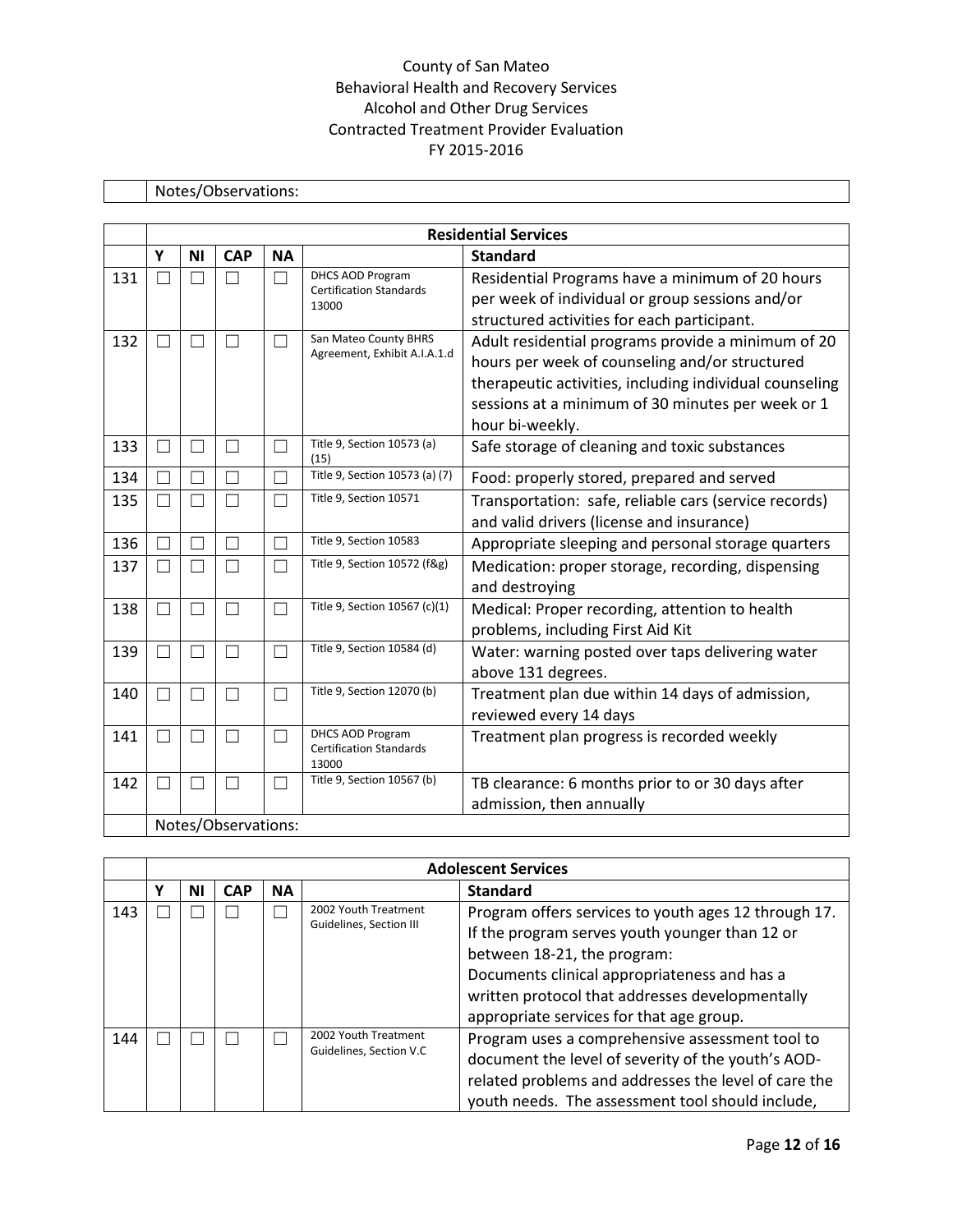County of San Mateo
Behavioral Health and Recovery Services
Alcohol and Other Drug Services
Contracted Treatment Provider Evaluation
FY 2015-2016

| | Notes/Observations: |
|---|---|

| | Residential Services | | | | | |
|---|---|---|---|---|---|---|
| | **Y** | **NI** | **CAP** | **NA** | | **Standard** |
| 131 | ☐ | ☐ | ☐ | ☐ | DHCS AOD Program Certification Standards 13000 | Residential Programs have a minimum of 20 hours per week of individual or group sessions and/or structured activities for each participant. |
| 132 | ☐ | ☐ | ☐ | ☐ | San Mateo County BHRS Agreement, Exhibit A.I.A.1.d | Adult residential programs provide a minimum of 20 hours per week of counseling and/or structured therapeutic activities, including individual counseling sessions at a minimum of 30 minutes per week or 1 hour bi-weekly. |
| 133 | ☐ | ☐ | ☐ | ☐ | Title 9, Section 10573 (a) (15) | Safe storage of cleaning and toxic substances |
| 134 | ☐ | ☐ | ☐ | ☐ | Title 9, Section 10573 (a) (7) | Food: properly stored, prepared and served |
| 135 | ☐ | ☐ | ☐ | ☐ | Title 9, Section 10571 | Transportation: safe, reliable cars (service records) and valid drivers (license and insurance) |
| 136 | ☐ | ☐ | ☐ | ☐ | Title 9, Section 10583 | Appropriate sleeping and personal storage quarters |
| 137 | ☐ | ☐ | ☐ | ☐ | Title 9, Section 10572 (f&g) | Medication: proper storage, recording, dispensing and destroying |
| 138 | ☐ | ☐ | ☐ | ☐ | Title 9, Section 10567 (c)(1) | Medical: Proper recording, attention to health problems, including First Aid Kit |
| 139 | ☐ | ☐ | ☐ | ☐ | Title 9, Section 10584 (d) | Water: warning posted over taps delivering water above 131 degrees. |
| 140 | ☐ | ☐ | ☐ | ☐ | Title 9, Section 12070 (b) | Treatment plan due within 14 days of admission, reviewed every 14 days |
| 141 | ☐ | ☐ | ☐ | ☐ | DHCS AOD Program Certification Standards 13000 | Treatment plan progress is recorded weekly |
| 142 | ☐ | ☐ | ☐ | ☐ | Title 9, Section 10567 (b) | TB clearance: 6 months prior to or 30 days after admission, then annually |
| | Notes/Observations: | | | | | |

| | Adolescent Services | | | | | |
|---|---|---|---|---|---|---|
| | **Y** | **NI** | **CAP** | **NA** | | **Standard** |
| 143 | ☐ | ☐ | ☐ | ☐ | 2002 Youth Treatment Guidelines, Section III | Program offers services to youth ages 12 through 17. If the program serves youth younger than 12 or between 18-21, the program:<br>Documents clinical appropriateness and has a written protocol that addresses developmentally appropriate services for that age group. |
| 144 | ☐ | ☐ | ☐ | ☐ | 2002 Youth Treatment Guidelines, Section V.C | Program uses a comprehensive assessment tool to document the level of severity of the youth's AOD-related problems and addresses the level of care the youth needs. The assessment tool should include, |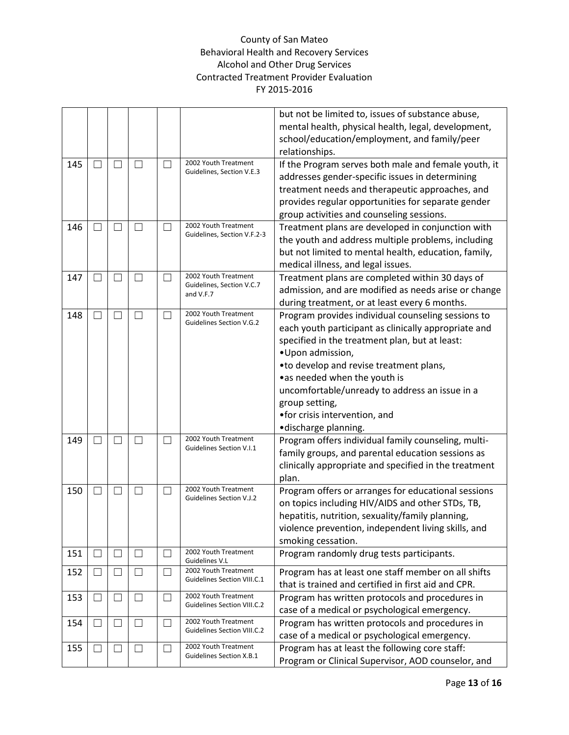County of San Mateo
Behavioral Health and Recovery Services
Alcohol and Other Drug Services
Contracted Treatment Provider Evaluation
FY 2015-2016

| | | | | | | |
|---|---|---|---|---|---|---|
| | | | | | | but not be limited to, issues of substance abuse, mental health, physical health, legal, development, school/education/employment, and family/peer relationships. |
| 145 | ☐ | ☐ | ☐ | ☐ | 2002 Youth Treatment Guidelines, Section V.E.3 | If the Program serves both male and female youth, it addresses gender-specific issues in determining treatment needs and therapeutic approaches, and provides regular opportunities for separate gender group activities and counseling sessions. |
| 146 | ☐ | ☐ | ☐ | ☐ | 2002 Youth Treatment Guidelines, Section V.F.2-3 | Treatment plans are developed in conjunction with the youth and address multiple problems, including but not limited to mental health, education, family, medical illness, and legal issues. |
| 147 | ☐ | ☐ | ☐ | ☐ | 2002 Youth Treatment Guidelines, Section V.C.7 and V.F.7 | Treatment plans are completed within 30 days of admission, and are modified as needs arise or change during treatment, or at least every 6 months. |
| 148 | ☐ | ☐ | ☐ | ☐ | 2002 Youth Treatment Guidelines Section V.G.2 | Program provides individual counseling sessions to each youth participant as clinically appropriate and specified in the treatment plan, but at least:<br>•Upon admission,<br>•to develop and revise treatment plans,<br>•as needed when the youth is uncomfortable/unready to address an issue in a group setting,<br>•for crisis intervention, and<br>•discharge planning. |
| 149 | ☐ | ☐ | ☐ | ☐ | 2002 Youth Treatment Guidelines Section V.I.1 | Program offers individual family counseling, multi-family groups, and parental education sessions as clinically appropriate and specified in the treatment plan. |
| 150 | ☐ | ☐ | ☐ | ☐ | 2002 Youth Treatment Guidelines Section V.J.2 | Program offers or arranges for educational sessions on topics including HIV/AIDS and other STDs, TB, hepatitis, nutrition, sexuality/family planning, violence prevention, independent living skills, and smoking cessation. |
| 151 | ☐ | ☐ | ☐ | ☐ | 2002 Youth Treatment Guidelines V.L | Program randomly drug tests participants. |
| 152 | ☐ | ☐ | ☐ | ☐ | 2002 Youth Treatment Guidelines Section VIII.C.1 | Program has at least one staff member on all shifts that is trained and certified in first aid and CPR. |
| 153 | ☐ | ☐ | ☐ | ☐ | 2002 Youth Treatment Guidelines Section VIII.C.2 | Program has written protocols and procedures in case of a medical or psychological emergency. |
| 154 | ☐ | ☐ | ☐ | ☐ | 2002 Youth Treatment Guidelines Section VIII.C.2 | Program has written protocols and procedures in case of a medical or psychological emergency. |
| 155 | ☐ | ☐ | ☐ | ☐ | 2002 Youth Treatment Guidelines Section X.B.1 | Program has at least the following core staff: Program or Clinical Supervisor, AOD counselor, and |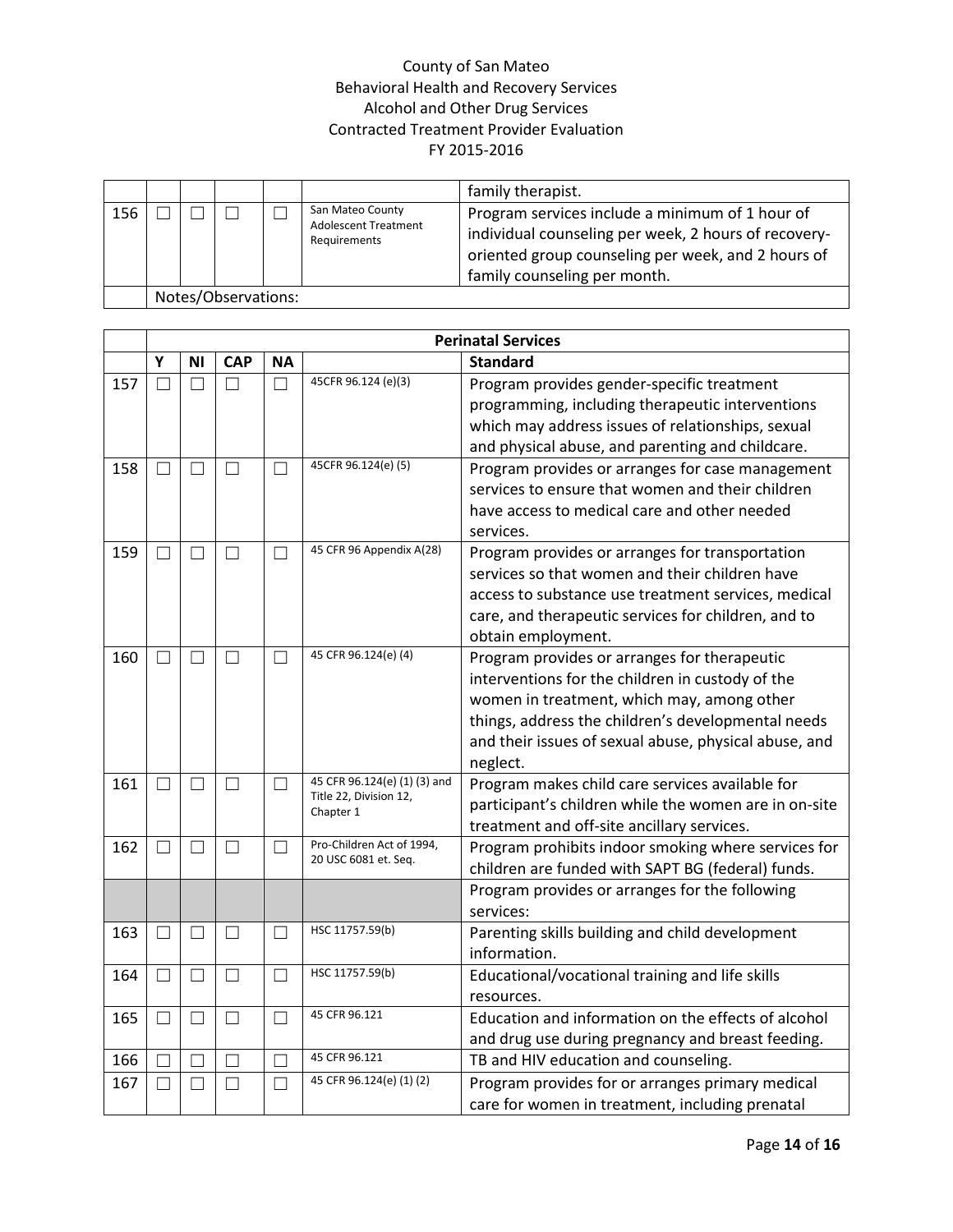County of San Mateo
Behavioral Health and Recovery Services
Alcohol and Other Drug Services
Contracted Treatment Provider Evaluation
FY 2015-2016

| | | | | | | |
|---|---|---|---|---|---|---|
| | | | | | | family therapist. |
| 156 | ☐ | ☐ | ☐ | ☐ | San Mateo County Adolescent Treatment Requirements | Program services include a minimum of 1 hour of individual counseling per week, 2 hours of recovery-oriented group counseling per week, and 2 hours of family counseling per month. |
| | Notes/Observations: | | | | | |

| | **Perinatal Services** | | | | | |
|---|---|---|---|---|---|---|
| | **Y** | **NI** | **CAP** | **NA** | | **Standard** |
| 157 | ☐ | ☐ | ☐ | ☐ | 45CFR 96.124 (e)(3) | Program provides gender-specific treatment programming, including therapeutic interventions which may address issues of relationships, sexual and physical abuse, and parenting and childcare. |
| 158 | ☐ | ☐ | ☐ | ☐ | 45CFR 96.124(e) (5) | Program provides or arranges for case management services to ensure that women and their children have access to medical care and other needed services. |
| 159 | ☐ | ☐ | ☐ | ☐ | 45 CFR 96 Appendix A(28) | Program provides or arranges for transportation services so that women and their children have access to substance use treatment services, medical care, and therapeutic services for children, and to obtain employment. |
| 160 | ☐ | ☐ | ☐ | ☐ | 45 CFR 96.124(e) (4) | Program provides or arranges for therapeutic interventions for the children in custody of the women in treatment, which may, among other things, address the children's developmental needs and their issues of sexual abuse, physical abuse, and neglect. |
| 161 | ☐ | ☐ | ☐ | ☐ | 45 CFR 96.124(e) (1) (3) and Title 22, Division 12, Chapter 1 | Program makes child care services available for participant's children while the women are in on-site treatment and off-site ancillary services. |
| 162 | ☐ | ☐ | ☐ | ☐ | Pro-Children Act of 1994, 20 USC 6081 et. Seq. | Program prohibits indoor smoking where services for children are funded with SAPT BG (federal) funds. |
| | | | | | | Program provides or arranges for the following services: |
| 163 | ☐ | ☐ | ☐ | ☐ | HSC 11757.59(b) | Parenting skills building and child development information. |
| 164 | ☐ | ☐ | ☐ | ☐ | HSC 11757.59(b) | Educational/vocational training and life skills resources. |
| 165 | ☐ | ☐ | ☐ | ☐ | 45 CFR 96.121 | Education and information on the effects of alcohol and drug use during pregnancy and breast feeding. |
| 166 | ☐ | ☐ | ☐ | ☐ | 45 CFR 96.121 | TB and HIV education and counseling. |
| 167 | ☐ | ☐ | ☐ | ☐ | 45 CFR 96.124(e) (1) (2) | Program provides for or arranges primary medical care for women in treatment, including prenatal |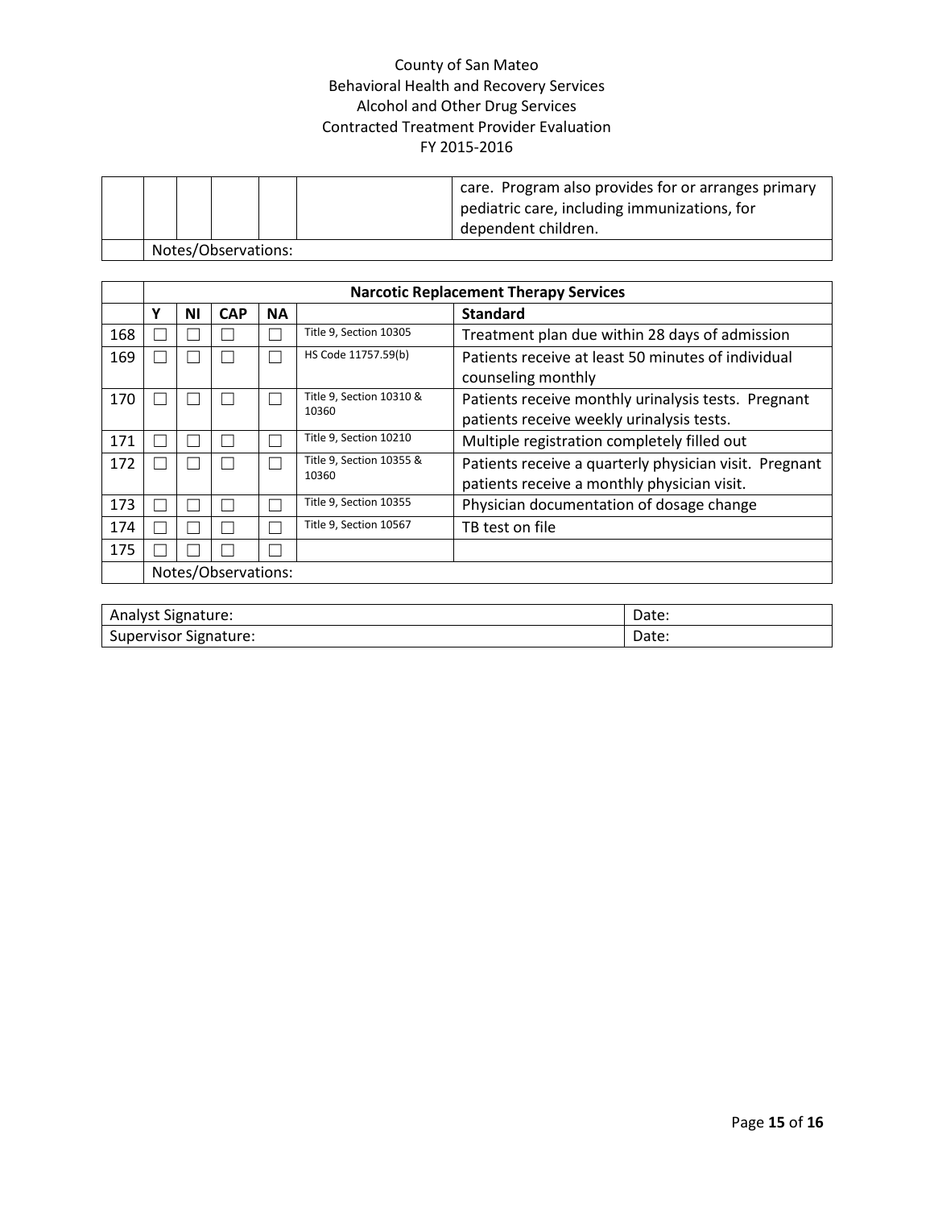| | | | | | | |
|---|---|---|---|---|---|---|
| | | | | | | care. Program also provides for or arranges primary pediatric care, including immunizations, for dependent children. |
| | Notes/Observations: | | | | | |

| | Narcotic Replacement Therapy Services | | | | | |
|---|---|---|---|---|---|---|
| | Y | NI | CAP | NA | | Standard |
| 168 | ☐ | ☐ | ☐ | ☐ | Title 9, Section 10305 | Treatment plan due within 28 days of admission |
| 169 | ☐ | ☐ | ☐ | ☐ | HS Code 11757.59(b) | Patients receive at least 50 minutes of individual counseling monthly |
| 170 | ☐ | ☐ | ☐ | ☐ | Title 9, Section 10310 & 10360 | Patients receive monthly urinalysis tests. Pregnant patients receive weekly urinalysis tests. |
| 171 | ☐ | ☐ | ☐ | ☐ | Title 9, Section 10210 | Multiple registration completely filled out |
| 172 | ☐ | ☐ | ☐ | ☐ | Title 9, Section 10355 & 10360 | Patients receive a quarterly physician visit. Pregnant patients receive a monthly physician visit. |
| 173 | ☐ | ☐ | ☐ | ☐ | Title 9, Section 10355 | Physician documentation of dosage change |
| 174 | ☐ | ☐ | ☐ | ☐ | Title 9, Section 10567 | TB test on file |
| 175 | ☐ | ☐ | ☐ | ☐ | | |
| | Notes/Observations: | | | | | |

| | |
|---|---|
| Analyst Signature: | Date: |
| Supervisor Signature: | Date: |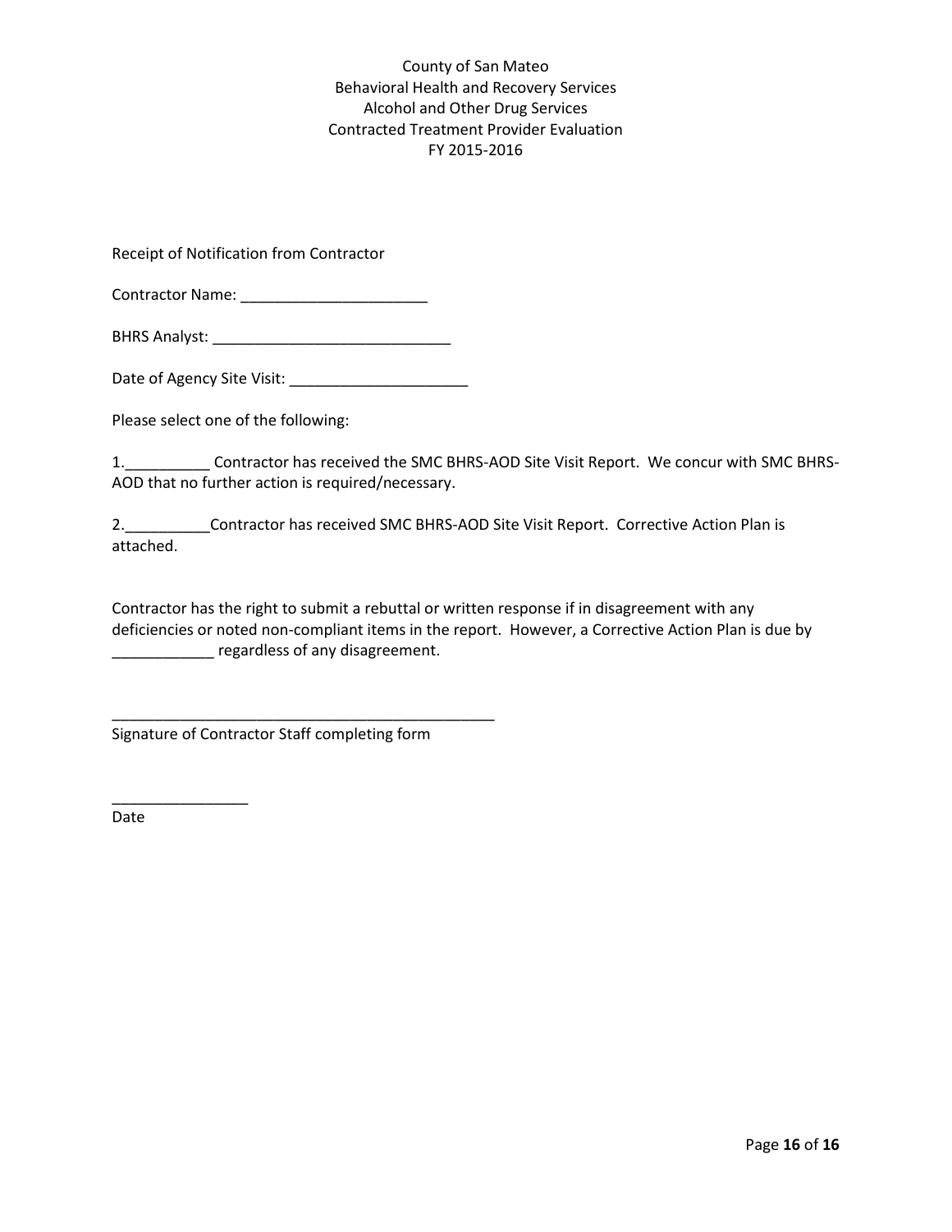County of San Mateo
Behavioral Health and Recovery Services
Alcohol and Other Drug Services
Contracted Treatment Provider Evaluation
FY 2015-2016

Receipt of Notification from Contractor

Contractor Name: ______________________

BHRS Analyst: _____________________________

Date of Agency Site Visit: _____________________

Please select one of the following:

1.__________ Contractor has received the SMC BHRS-AOD Site Visit Report. We concur with SMC BHRS-AOD that no further action is required/necessary.

2.__________Contractor has received SMC BHRS-AOD Site Visit Report. Corrective Action Plan is attached.

Contractor has the right to submit a rebuttal or written response if in disagreement with any deficiencies or noted non-compliant items in the report. However, a Corrective Action Plan is due by ____________ regardless of any disagreement.

_______________________________________________
Signature of Contractor Staff completing form

________________
Date